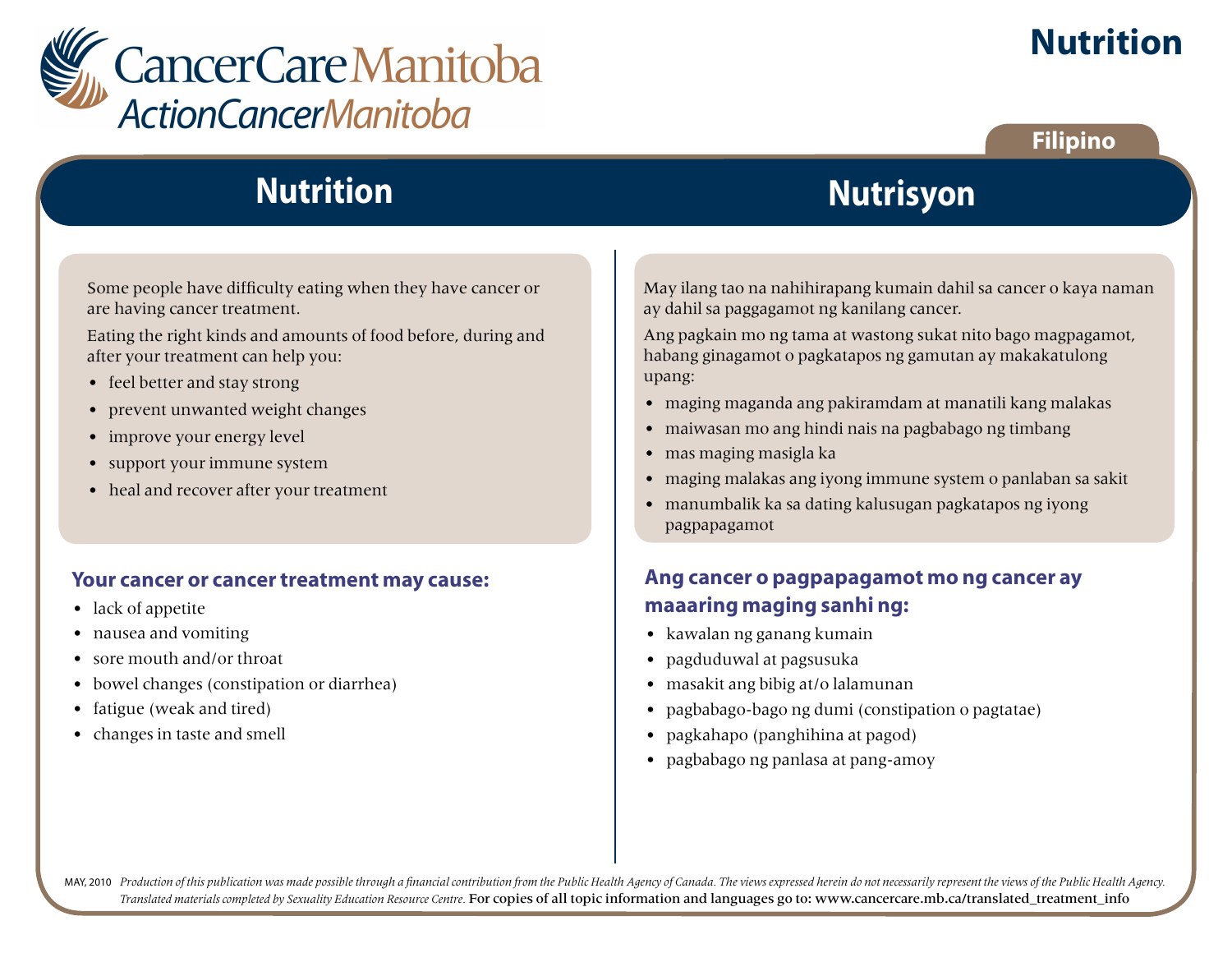CancerCare Manitoba
ActionCancerManitoba

# Nutrition

Filipino

## Nutrition

Some people have difficulty eating when they have cancer or are having cancer treatment.

Eating the right kinds and amounts of food before, during and after your treatment can help you:

- feel better and stay strong
- prevent unwanted weight changes
- improve your energy level
- support your immune system
- heal and recover after your treatment

### Your cancer or cancer treatment may cause:

- lack of appetite
- nausea and vomiting
- sore mouth and/or throat
- bowel changes (constipation or diarrhea)
- fatigue (weak and tired)
- changes in taste and smell

## Nutrisyon

May ilang tao na nahihirapang kumain dahil sa cancer o kaya naman ay dahil sa paggagamot ng kanilang cancer.

Ang pagkain mo ng tama at wastong sukat nito bago magpagamot, habang ginagamot o pagkatapos ng gamutan ay makakatulong upang:

- maging maganda ang pakiramdam at manatili kang malakas
- maiwasan mo ang hindi nais na pagbabago ng timbang
- mas maging masigla ka
- maging malakas ang iyong immune system o panlaban sa sakit
- manumbalik ka sa dating kalusugan pagkatapos ng iyong pagpapagamot

### Ang cancer o pagpapagamot mo ng cancer ay maaaring maging sanhi ng:

- kawalan ng ganang kumain
- pagduduwal at pagsusuka
- masakit ang bibig at/o lalamunan
- pagbabago-bago ng dumi (constipation o pagtatae)
- pagkahapo (panghihina at pagod)
- pagbabago ng panlasa at pang-amoy

MAY, 2010 *Production of this publication was made possible through a financial contribution from the Public Health Agency of Canada. The views expressed herein do not necessarily represent the views of the Public Health Agency. Translated materials completed by Sexuality Education Resource Centre.* For copies of all topic information and languages go to: www.cancercare.mb.ca/translated_treatment_info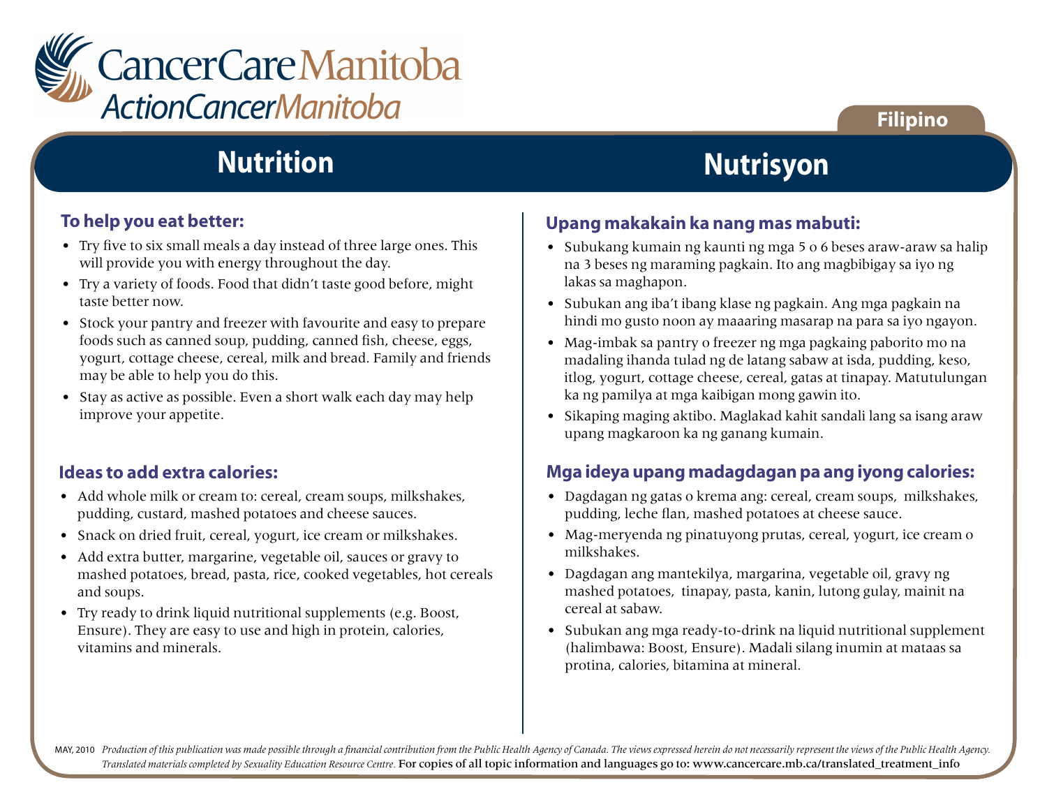CancerCare Manitoba
ActionCancerManitoba

Filipino

# Nutrition

## To help you eat better:

- Try five to six small meals a day instead of three large ones. This will provide you with energy throughout the day.
- Try a variety of foods. Food that didn't taste good before, might taste better now.
- Stock your pantry and freezer with favourite and easy to prepare foods such as canned soup, pudding, canned fish, cheese, eggs, yogurt, cottage cheese, cereal, milk and bread. Family and friends may be able to help you do this.
- Stay as active as possible. Even a short walk each day may help improve your appetite.

## Ideas to add extra calories:

- Add whole milk or cream to: cereal, cream soups, milkshakes, pudding, custard, mashed potatoes and cheese sauces.
- Snack on dried fruit, cereal, yogurt, ice cream or milkshakes.
- Add extra butter, margarine, vegetable oil, sauces or gravy to mashed potatoes, bread, pasta, rice, cooked vegetables, hot cereals and soups.
- Try ready to drink liquid nutritional supplements (e.g. Boost, Ensure). They are easy to use and high in protein, calories, vitamins and minerals.

# Nutrisyon

## Upang makakain ka nang mas mabuti:

- Subukang kumain ng kaunti ng mga 5 o 6 beses araw-araw sa halip na 3 beses ng maraming pagkain. Ito ang magbibigay sa iyo ng lakas sa maghapon.
- Subukan ang iba't ibang klase ng pagkain. Ang mga pagkain na hindi mo gusto noon ay maaaring masarap na para sa iyo ngayon.
- Mag-imbak sa pantry o freezer ng mga pagkaing paborito mo na madaling ihanda tulad ng de latang sabaw at isda, pudding, keso, itlog, yogurt, cottage cheese, cereal, gatas at tinapay. Matutulungan ka ng pamilya at mga kaibigan mong gawin ito.
- Sikaping maging aktibo. Maglakad kahit sandali lang sa isang araw upang magkaroon ka ng ganang kumain.

## Mga ideya upang madagdagan pa ang iyong calories:

- Dagdagan ng gatas o krema ang: cereal, cream soups, milkshakes, pudding, leche flan, mashed potatoes at cheese sauce.
- Mag-meryenda ng pinatuyong prutas, cereal, yogurt, ice cream o milkshakes.
- Dagdagan ang mantekilya, margarina, vegetable oil, gravy ng mashed potatoes, tinapay, pasta, kanin, lutong gulay, mainit na cereal at sabaw.
- Subukan ang mga ready-to-drink na liquid nutritional supplement (halimbawa: Boost, Ensure). Madali silang inumin at mataas sa protina, calories, bitamina at mineral.

MAY, 2010 *Production of this publication was made possible through a financial contribution from the Public Health Agency of Canada. The views expressed herein do not necessarily represent the views of the Public Health Agency. Translated materials completed by Sexuality Education Resource Centre.* For copies of all topic information and languages go to: www.cancercare.mb.ca/translated_treatment_info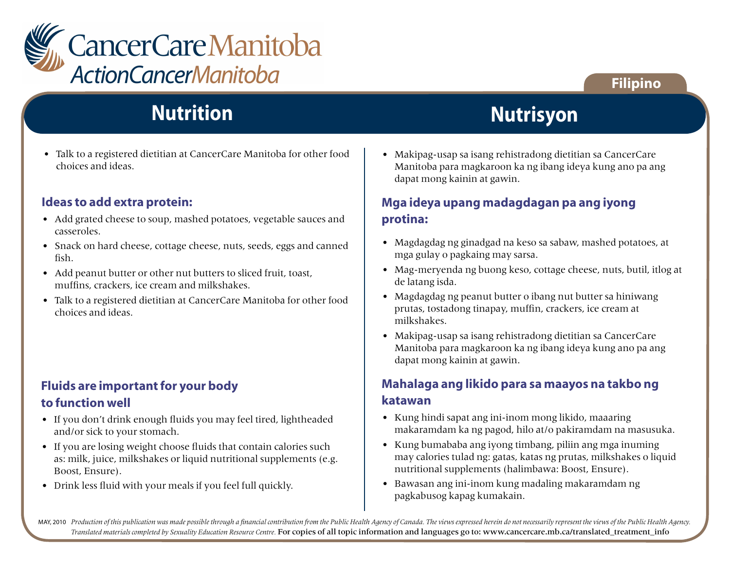# Nutrition

- Talk to a registered dietitian at CancerCare Manitoba for other food choices and ideas.

### Ideas to add extra protein:

- Add grated cheese to soup, mashed potatoes, vegetable sauces and casseroles.
- Snack on hard cheese, cottage cheese, nuts, seeds, eggs and canned fish.
- Add peanut butter or other nut butters to sliced fruit, toast, muffins, crackers, ice cream and milkshakes.
- Talk to a registered dietitian at CancerCare Manitoba for other food choices and ideas.

### Fluids are important for your body to function well

- If you don't drink enough fluids you may feel tired, lightheaded and/or sick to your stomach.
- If you are losing weight choose fluids that contain calories such as: milk, juice, milkshakes or liquid nutritional supplements (e.g. Boost, Ensure).
- Drink less fluid with your meals if you feel full quickly.

# Nutrisyon

- Makipag-usap sa isang rehistradong dietitian sa CancerCare Manitoba para magkaroon ka ng ibang ideya kung ano pa ang dapat mong kainin at gawin.

### Mga ideya upang madagdagan pa ang iyong protina:

- Magdagdag ng ginadgad na keso sa sabaw, mashed potatoes, at mga gulay o pagkaing may sarsa.
- Mag-meryenda ng buong keso, cottage cheese, nuts, butil, itlog at de latang isda.
- Magdagdag ng peanut butter o ibang nut butter sa hiniwang prutas, tostadong tinapay, muffin, crackers, ice cream at milkshakes.
- Makipag-usap sa isang rehistradong dietitian sa CancerCare Manitoba para magkaroon ka ng ibang ideya kung ano pa ang dapat mong kainin at gawin.

### Mahalaga ang likido para sa maayos na takbo ng katawan

- Kung hindi sapat ang ini-inom mong likido, maaaring makaramdam ka ng pagod, hilo at/o pakiramdam na masusuka.
- Kung bumababa ang iyong timbang, piliin ang mga inuming may calories tulad ng: gatas, katas ng prutas, milkshakes o liquid nutritional supplements (halimbawa: Boost, Ensure).
- Bawasan ang ini-inom kung madaling makaramdam ng pagkabusog kapag kumakain.

MAY, 2010 *Production of this publication was made possible through a financial contribution from the Public Health Agency of Canada. The views expressed herein do not necessarily represent the views of the Public Health Agency. Translated materials completed by Sexuality Education Resource Centre.* For copies of all topic information and languages go to: www.cancercare.mb.ca/translated_treatment_info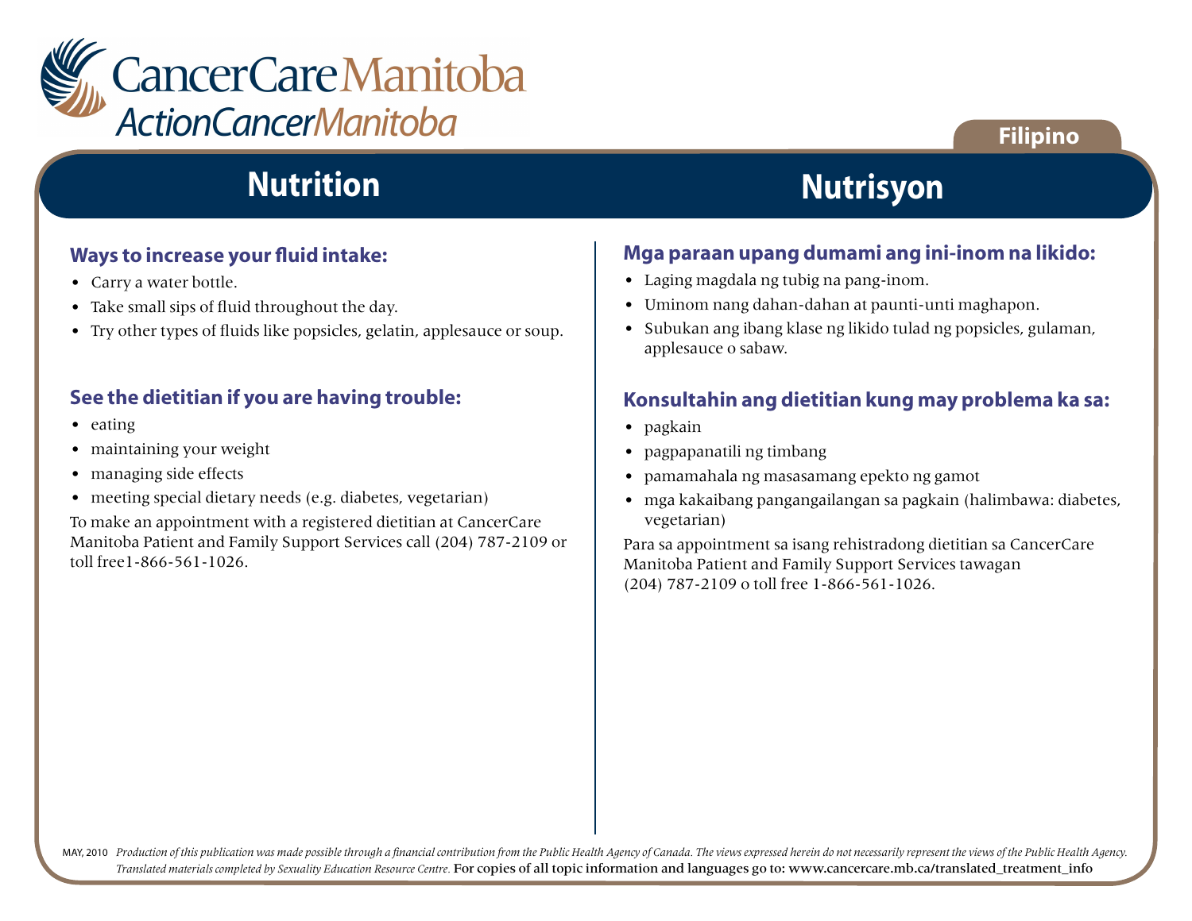CancerCare Manitoba
ActionCancerManitoba

Filipino

# Nutrition

## Ways to increase your fluid intake:

- Carry a water bottle.
- Take small sips of fluid throughout the day.
- Try other types of fluids like popsicles, gelatin, applesauce or soup.

## See the dietitian if you are having trouble:

- eating
- maintaining your weight
- managing side effects
- meeting special dietary needs (e.g. diabetes, vegetarian)

To make an appointment with a registered dietitian at CancerCare Manitoba Patient and Family Support Services call (204) 787-2109 or toll free1-866-561-1026.

# Nutrisyon

## Mga paraan upang dumami ang ini-inom na likido:

- Laging magdala ng tubig na pang-inom.
- Uminom nang dahan-dahan at paunti-unti maghapon.
- Subukan ang ibang klase ng likido tulad ng popsicles, gulaman, applesauce o sabaw.

## Konsultahin ang dietitian kung may problema ka sa:

- pagkain
- pagpapanatili ng timbang
- pamamahala ng masasamang epekto ng gamot
- mga kakaibang pangangailangan sa pagkain (halimbawa: diabetes, vegetarian)

Para sa appointment sa isang rehistradong dietitian sa CancerCare Manitoba Patient and Family Support Services tawagan (204) 787-2109 o toll free 1-866-561-1026.

MAY, 2010 *Production of this publication was made possible through a financial contribution from the Public Health Agency of Canada. The views expressed herein do not necessarily represent the views of the Public Health Agency. Translated materials completed by Sexuality Education Resource Centre.* For copies of all topic information and languages go to: www.cancercare.mb.ca/translated_treatment_info